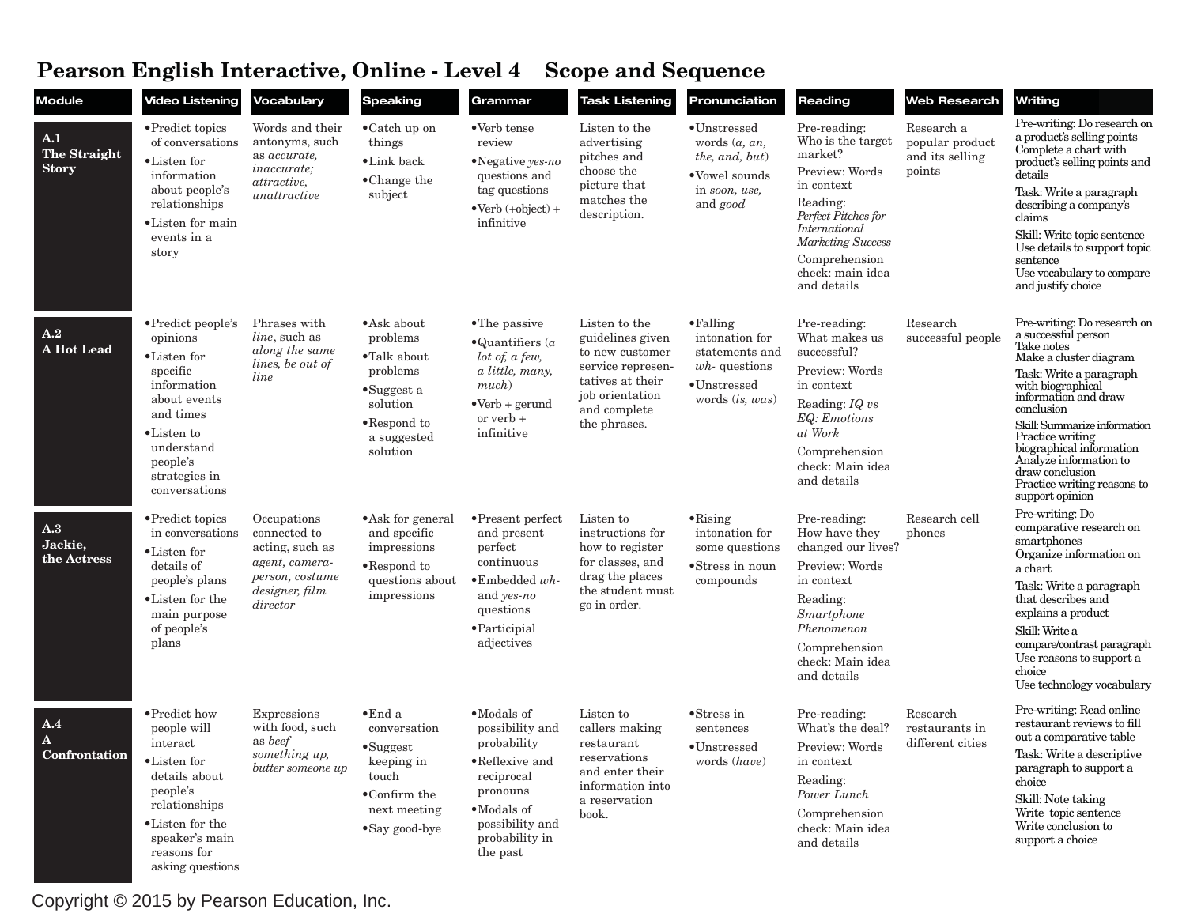# Pearson English Interactive, Online - Level 4 Scope and Sequence

| Module | Video Listening | Vocabulary | Speaking | Grammar | Task Listening | Pronunciation | Reading | Web Research | Writing |
|---|---|---|---|---|---|---|---|---|---|
| **A.1 The Straight Story** | •Predict topics of conversations<br>•Listen for information about people's relationships<br>•Listen for main events in a story | Words and their antonyms, such as *accurate, inaccurate; attractive, unattractive* | •Catch up on things<br>•Link back<br>•Change the subject | •Verb tense review<br>•Negative *yes-no* questions and tag questions<br>•Verb (+object) + infinitive | Listen to the advertising pitches and choose the picture that matches the description. | •Unstressed words (*a, an, the, and, but*)<br>•Vowel sounds in *soon, use,* and *good* | Pre-reading: Who is the target market?<br>Preview: Words in context<br>Reading: *Perfect Pitches for International Marketing Success*<br>Comprehension check: main idea and details | Research a popular product and its selling points | Pre-writing: Do research on a product's selling points<br>Complete a chart with product's selling points and details<br>Task: Write a paragraph describing a company's claims<br>Skill: Write topic sentence<br>Use details to support topic sentence<br>Use vocabulary to compare and justify choice |
| **A.2 A Hot Lead** | •Predict people's opinions<br>•Listen for specific information about events and times<br>•Listen to understand people's strategies in conversations | Phrases with *line*, such as *along the same lines, be out of line* | •Ask about problems<br>•Talk about problems<br>•Suggest a solution<br>•Respond to a suggested solution | •The passive<br>•Quantifiers (*a lot of, a few, a little, many, much*)<br>•Verb + gerund or verb + infinitive | Listen to the guidelines given to new customer service representatives at their job orientation and complete the phrases. | •Falling intonation for statements and *wh-* questions<br>•Unstressed words (*is, was*) | Pre-reading: What makes us successful?<br>Preview: Words in context<br>Reading: *IQ vs EQ: Emotions at Work*<br>Comprehension check: Main idea and details | Research successful people | Pre-writing: Do research on a successful person<br>Take notes<br>Make a cluster diagram<br>Task: Write a paragraph with biographical information and draw conclusion<br>Skill: Summarize information<br>Practice writing biographical information<br>Analyze information to draw conclusion<br>Practice writing reasons to support opinion |
| **A.3 Jackie, the Actress** | •Predict topics in conversations<br>•Listen for details of people's plans<br>•Listen for the main purpose of people's plans | Occupations connected to acting, such as *agent, camera-person, costume designer, film director* | •Ask for general and specific impressions<br>•Respond to questions about impressions | •Present perfect and present perfect continuous<br>•Embedded *wh-* and *yes-no* questions<br>•Participial adjectives | Listen to instructions for how to register for classes, and drag the places the student must go in order. | •Rising intonation for some questions<br>•Stress in noun compounds | Pre-reading: How have they changed our lives?<br>Preview: Words in context<br>Reading: *Smartphone Phenomenon*<br>Comprehension check: Main idea and details | Research cell phones | Pre-writing: Do comparative research on smartphones<br>Organize information on a chart<br>Task: Write a paragraph that describes and explains a product<br>Skill: Write a compare/contrast paragraph<br>Use reasons to support a choice<br>Use technology vocabulary |
| **A.4 A Confrontation** | •Predict how people will interact<br>•Listen for details about people's relationships<br>•Listen for the speaker's main reasons for asking questions | Expressions with food, such as *beef something up, butter someone up* | •End a conversation<br>•Suggest keeping in touch<br>•Confirm the next meeting<br>•Say good-bye | •Modals of possibility and probability<br>•Reflexive and reciprocal pronouns<br>•Modals of possibility and probability in the past | Listen to callers making restaurant reservations and enter their information into a reservation book. | •Stress in sentences<br>•Unstressed words (*have*) | Pre-reading: What's the deal?<br>Preview: Words in context<br>Reading: *Power Lunch*<br>Comprehension check: Main idea and details | Research restaurants in different cities | Pre-writing: Read online restaurant reviews to fill out a comparative table<br>Task: Write a descriptive paragraph to support a choice<br>Skill: Note taking<br>Write topic sentence<br>Write conclusion to support a choice |

Copyright © 2015 by Pearson Education, Inc.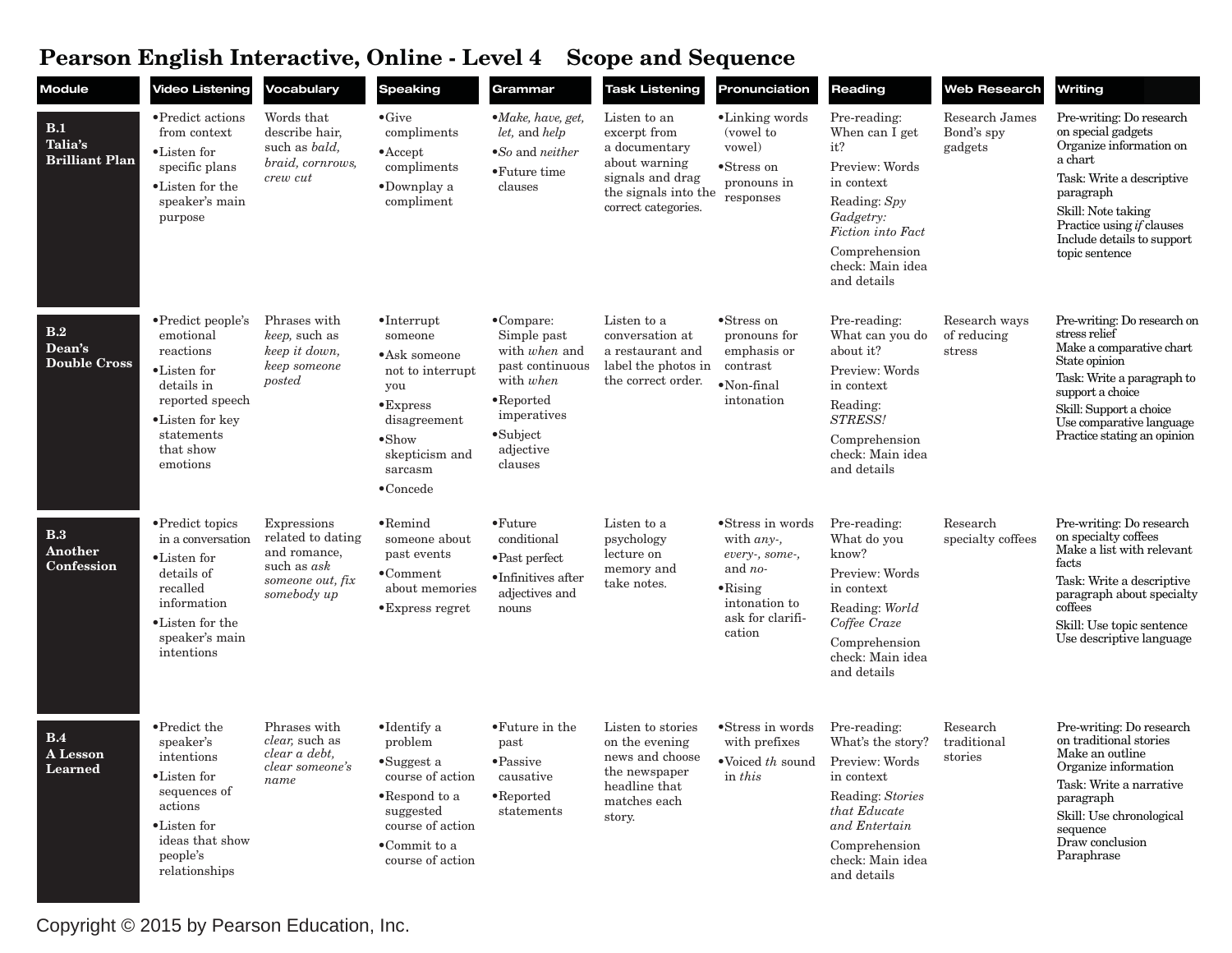# Pearson English Interactive, Online - Level 4 Scope and Sequence

| Module | Video Listening | Vocabulary | Speaking | Grammar | Task Listening | Pronunciation | Reading | Web Research | Writing |
|---|---|---|---|---|---|---|---|---|---|
| **B.1 Talia's Brilliant Plan** | • Predict actions from context<br>• Listen for specific plans<br>• Listen for the speaker's main purpose | Words that describe hair, such as *bald, braid, cornrows, crew cut* | • Give compliments<br>• Accept compliments<br>• Downplay a compliment | • *Make, have, get, let,* and *help*<br>• *So* and *neither*<br>• Future time clauses | Listen to an excerpt from a documentary about warning signals and drag the signals into the correct categories. | • Linking words (vowel to vowel)<br>• Stress on pronouns in responses | Pre-reading: When can I get it?<br>Preview: Words in context<br>Reading: *Spy Gadgetry: Fiction into Fact*<br>Comprehension check: Main idea and details | Research James Bond's spy gadgets | Pre-writing: Do research on special gadgets<br>Organize information on a chart<br>Task: Write a descriptive paragraph<br>Skill: Note taking<br>Practice using *if* clauses<br>Include details to support topic sentence |
| **B.2 Dean's Double Cross** | • Predict people's emotional reactions<br>• Listen for details in reported speech<br>• Listen for key statements that show emotions | Phrases with *keep,* such as *keep it down, keep someone posted* | • Interrupt someone<br>• Ask someone not to interrupt you<br>• Express disagreement<br>• Show skepticism and sarcasm<br>• Concede | • Compare: Simple past with *when* and past continuous with *when*<br>• Reported imperatives<br>• Subject adjective clauses | Listen to a conversation at a restaurant and label the photos in the correct order. | • Stress on pronouns for emphasis or contrast<br>• Non-final intonation | Pre-reading: What can you do about it?<br>Preview: Words in context<br>Reading: *STRESS!*<br>Comprehension check: Main idea and details | Research ways of reducing stress | Pre-writing: Do research on stress relief<br>Make a comparative chart<br>State opinion<br>Task: Write a paragraph to support a choice<br>Skill: Support a choice<br>Use comparative language<br>Practice stating an opinion |
| **B.3 Another Confession** | • Predict topics in a conversation<br>• Listen for details of recalled information<br>• Listen for the speaker's main intentions | Expressions related to dating and romance, such as *ask someone out, fix somebody up* | • Remind someone about past events<br>• Comment about memories<br>• Express regret | • Future conditional<br>• Past perfect<br>• Infinitives after adjectives and nouns | Listen to a psychology lecture on memory and take notes. | • Stress in words with *any-, every-, some-,* and *no-*<br>• Rising intonation to ask for clarification | Pre-reading: What do you know?<br>Preview: Words in context<br>Reading: *World Coffee Craze*<br>Comprehension check: Main idea and details | Research specialty coffees | Pre-writing: Do research on specialty coffees<br>Make a list with relevant facts<br>Task: Write a descriptive paragraph about specialty coffees<br>Skill: Use topic sentence<br>Use descriptive language |
| **B.4 A Lesson Learned** | • Predict the speaker's intentions<br>• Listen for sequences of actions<br>• Listen for ideas that show people's relationships | Phrases with *clear,* such as *clear a debt, clear someone's name* | • Identify a problem<br>• Suggest a course of action<br>• Respond to a suggested course of action<br>• Commit to a course of action | • Future in the past<br>• Passive causative<br>• Reported statements | Listen to stories on the evening news and choose the newspaper headline that matches each story. | • Stress in words with prefixes<br>• Voiced *th* sound in *this* | Pre-reading: What's the story?<br>Preview: Words in context<br>Reading: *Stories that Educate and Entertain*<br>Comprehension check: Main idea and details | Research traditional stories | Pre-writing: Do research on traditional stories<br>Make an outline<br>Organize information<br>Task: Write a narrative paragraph<br>Skill: Use chronological sequence<br>Draw conclusion<br>Paraphrase |

Copyright © 2015 by Pearson Education, Inc.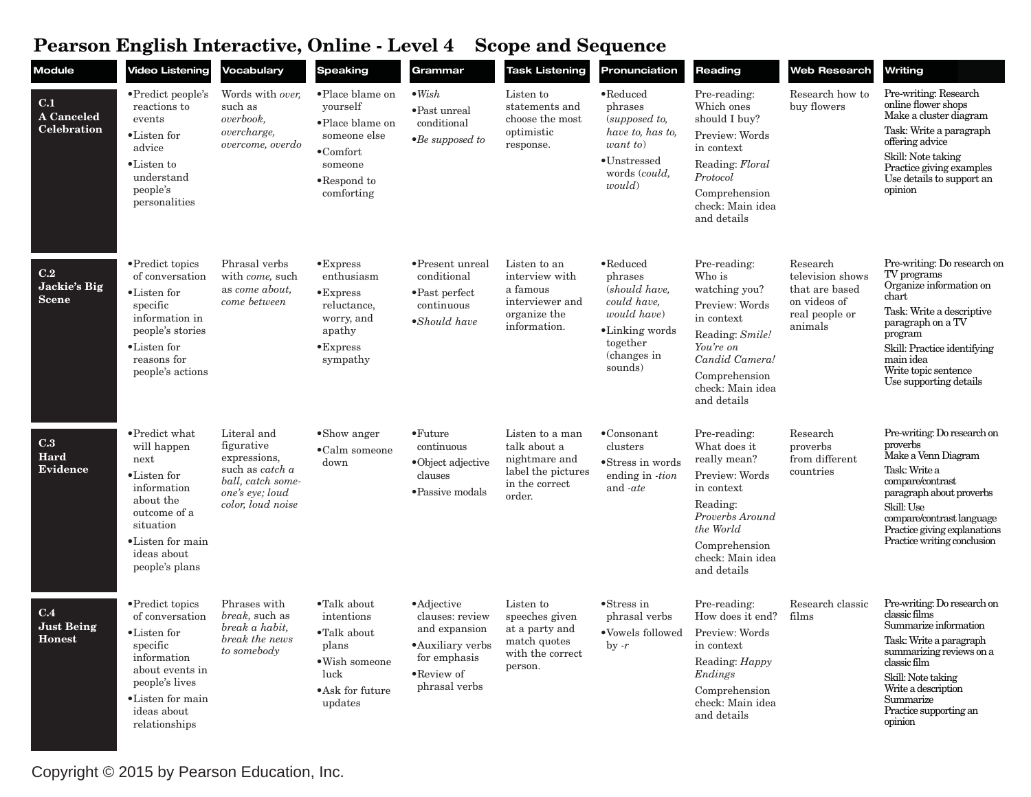# Pearson English Interactive, Online - Level 4 Scope and Sequence

| Module | Video Listening | Vocabulary | Speaking | Grammar | Task Listening | Pronunciation | Reading | Web Research | Writing |
|---|---|---|---|---|---|---|---|---|---|
| **C.1 A Canceled Celebration** | •Predict people's reactions to events<br>•Listen for advice<br>•Listen to understand people's personalities | Words with *over,* such as *overbook, overcharge, overcome, overdo* | •Place blame on yourself<br>•Place blame on someone else<br>•Comfort someone<br>•Respond to comforting | •*Wish*<br>•Past unreal conditional<br>•*Be supposed to* | Listen to statements and choose the most optimistic response. | •Reduced phrases (*supposed to, have to, has to, want to*)<br>•Unstressed words (*could, would*) | Pre-reading: Which ones should I buy?<br>Preview: Words in context<br>Reading: *Floral Protocol*<br>Comprehension check: Main idea and details | Research how to buy flowers | Pre-writing: Research online flower shops<br>Make a cluster diagram<br>Task: Write a paragraph offering advice<br>Skill: Note taking<br>Practice giving examples<br>Use details to support an opinion |
| **C.2 Jackie's Big Scene** | •Predict topics of conversation<br>•Listen for specific information in people's stories<br>•Listen for reasons for people's actions | Phrasal verbs with *come,* such as *come about, come between* | •Express enthusiasm<br>•Express reluctance, worry, and apathy<br>•Express sympathy | •Present unreal conditional<br>•Past perfect continuous<br>•*Should have* | Listen to an interview with a famous interviewer and organize the information. | •Reduced phrases (*should have, could have, would have*)<br>•Linking words together (changes in sounds) | Pre-reading: Who is watching you?<br>Preview: Words in context<br>Reading: *Smile! You're on Candid Camera!*<br>Comprehension check: Main idea and details | Research television shows that are based on videos of real people or animals | Pre-writing: Do research on TV programs<br>Organize information on chart<br>Task: Write a descriptive paragraph on a TV program<br>Skill: Practice identifying main idea<br>Write topic sentence<br>Use supporting details |
| **C.3 Hard Evidence** | •Predict what will happen next<br>•Listen for information about the outcome of a situation<br>•Listen for main ideas about people's plans | Literal and figurative expressions, such as *catch a ball, catch some-one's eye; loud color, loud noise* | •Show anger<br>•Calm someone down | •Future continuous<br>•Object adjective clauses<br>•Passive modals | Listen to a man talk about a nightmare and label the pictures in the correct order. | •Consonant clusters<br>•Stress in words ending in *-tion* and *-ate* | Pre-reading: What does it really mean?<br>Preview: Words in context<br>Reading: *Proverbs Around the World*<br>Comprehension check: Main idea and details | Research proverbs from different countries | Pre-writing: Do research on proverbs<br>Make a Venn Diagram<br>Task: Write a compare/contrast paragraph about proverbs<br>Skill: Use compare/contrast language<br>Practice giving explanations<br>Practice writing conclusion |
| **C.4 Just Being Honest** | •Predict topics of conversation<br>•Listen for specific information about events in people's lives<br>•Listen for main ideas about relationships | Phrases with *break,* such as *break a habit, break the news to somebody* | •Talk about intentions<br>•Talk about plans<br>•Wish someone luck<br>•Ask for future updates | •Adjective clauses: review and expansion<br>•Auxiliary verbs for emphasis<br>•Review of phrasal verbs | Listen to speeches given at a party and match quotes with the correct person. | •Stress in phrasal verbs<br>•Vowels followed by *-r* | Pre-reading: How does it end?<br>Preview: Words in context<br>Reading: *Happy Endings*<br>Comprehension check: Main idea and details | Research classic films | Pre-writing: Do research on classic films<br>Summarize information<br>Task: Write a paragraph summarizing reviews on a classic film<br>Skill: Note taking<br>Write a description<br>Summarize<br>Practice supporting an opinion |

Copyright © 2015 by Pearson Education, Inc.